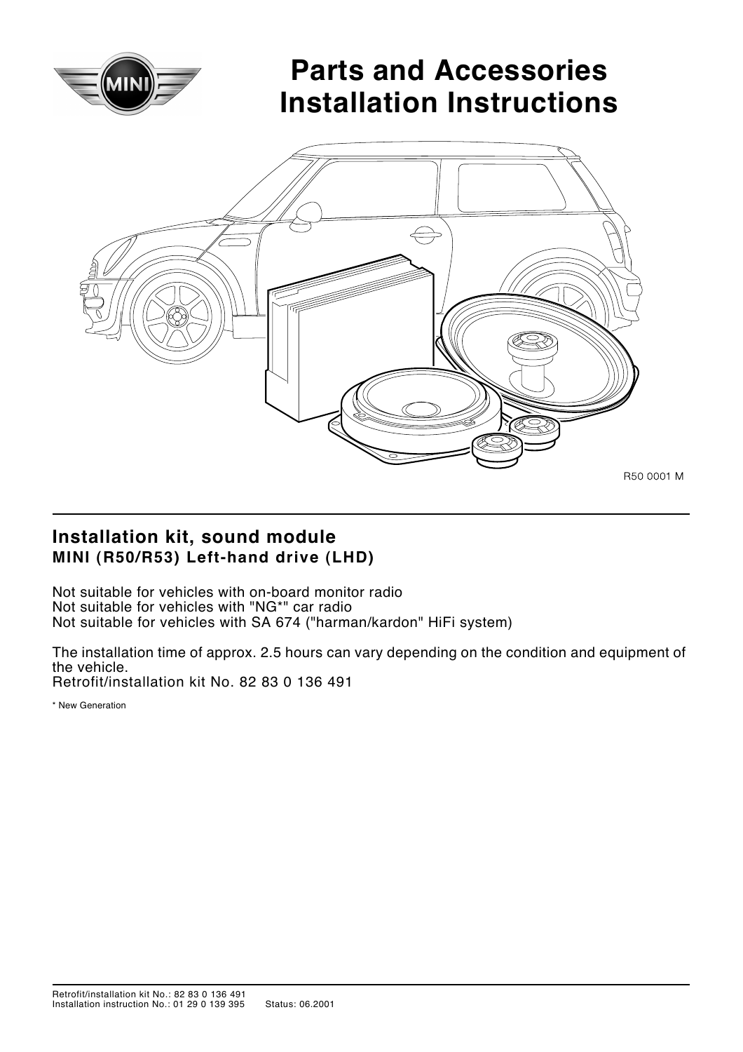# Parts and Accessories Installation Instructions

R50 0001 M

## Installation kit, sound module

**MINI (R50/R53) Left-hand drive (LHD)**

Not suitable for vehicles with on-board monitor radio
Not suitable for vehicles with "NG*" car radio
Not suitable for vehicles with SA 674 ("harman/kardon" HiFi system)

The installation time of approx. 2.5 hours can vary depending on the condition and equipment of the vehicle.
Retrofit/installation kit No. 82 83 0 136 491

* New Generation

Retrofit/installation kit No.: 82 83 0 136 491
Installation instruction No.: 01 29 0 139 395 Status: 06.2001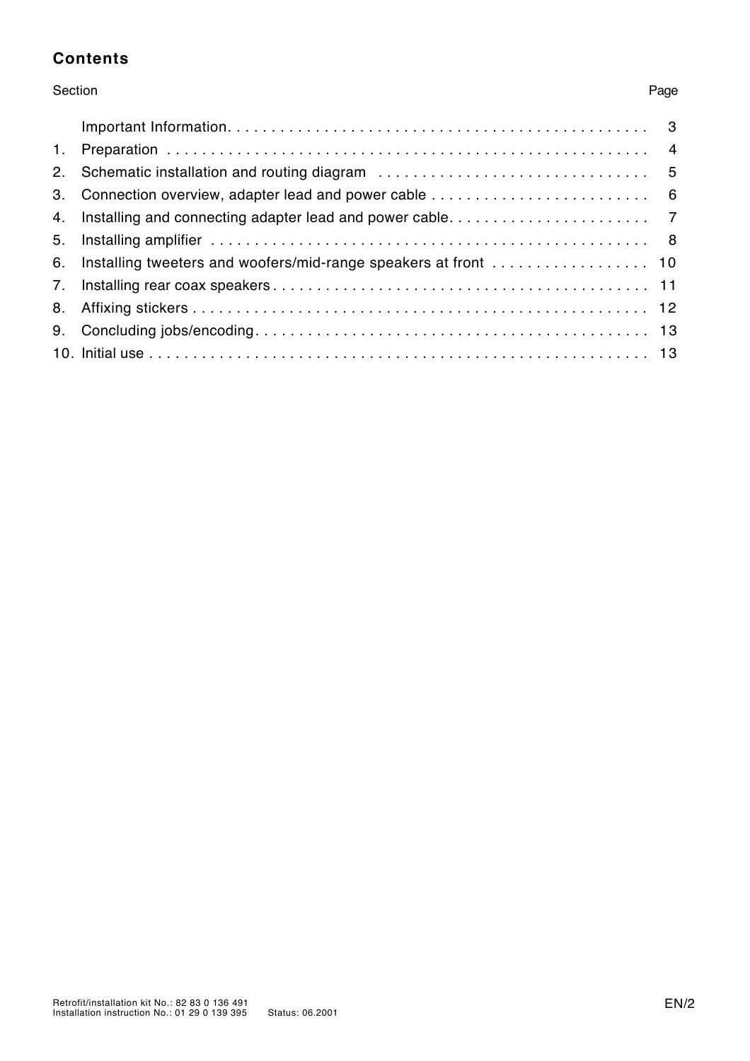## Contents

| Section | | Page |
|---|---|---|
| | Important Information | 3 |
| 1. | Preparation | 4 |
| 2. | Schematic installation and routing diagram | 5 |
| 3. | Connection overview, adapter lead and power cable | 6 |
| 4. | Installing and connecting adapter lead and power cable | 7 |
| 5. | Installing amplifier | 8 |
| 6. | Installing tweeters and woofers/mid-range speakers at front | 10 |
| 7. | Installing rear coax speakers | 11 |
| 8. | Affixing stickers | 12 |
| 9. | Concluding jobs/encoding | 13 |
| 10. | Initial use | 13 |

Retrofit/installation kit No.: 82 83 0 136 491
Installation instruction No.: 01 29 0 139 395 Status: 06.2001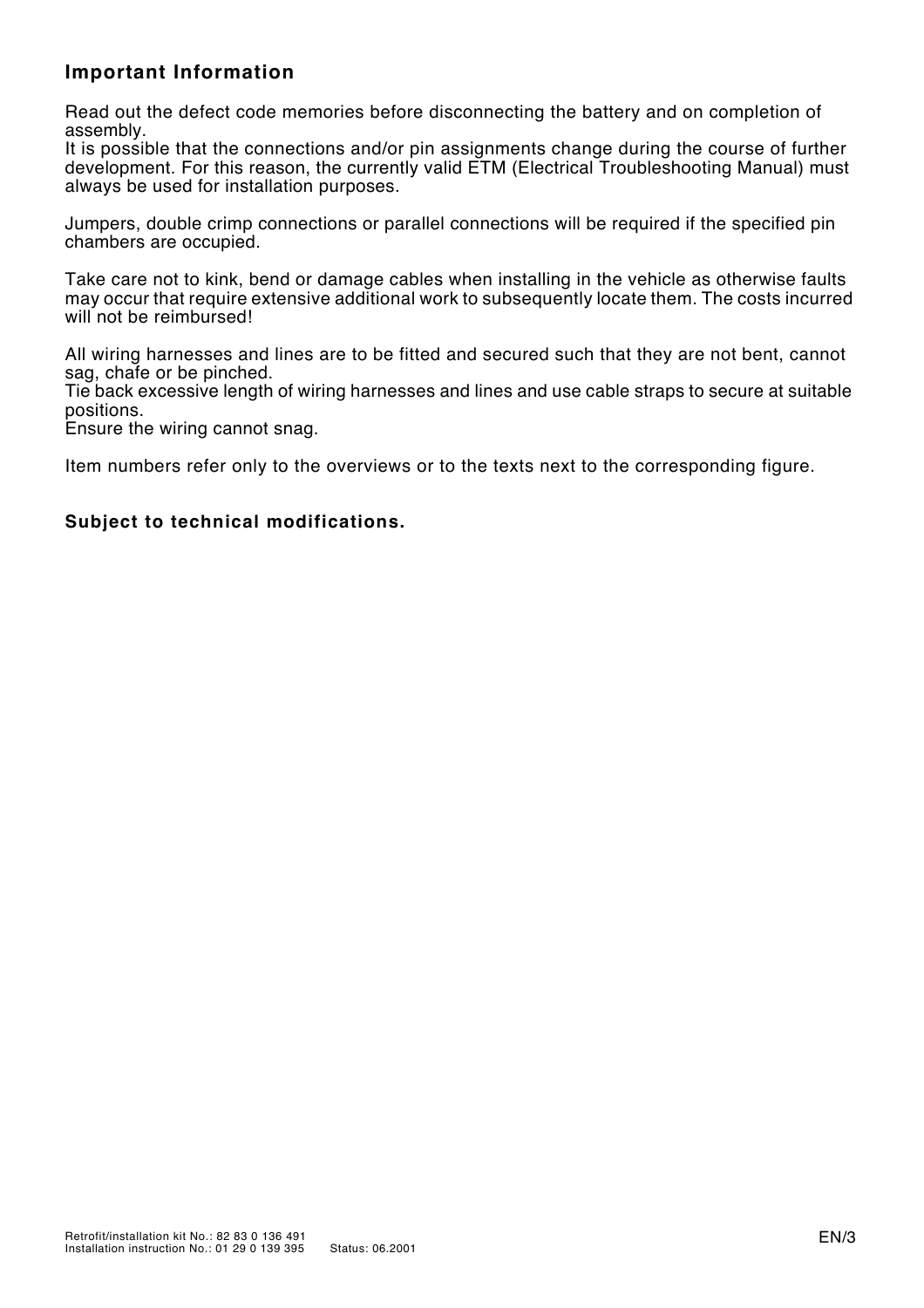## Important Information

Read out the defect code memories before disconnecting the battery and on completion of assembly.
It is possible that the connections and/or pin assignments change during the course of further development. For this reason, the currently valid ETM (Electrical Troubleshooting Manual) must always be used for installation purposes.

Jumpers, double crimp connections or parallel connections will be required if the specified pin chambers are occupied.

Take care not to kink, bend or damage cables when installing in the vehicle as otherwise faults may occur that require extensive additional work to subsequently locate them. The costs incurred will not be reimbursed!

All wiring harnesses and lines are to be fitted and secured such that they are not bent, cannot sag, chafe or be pinched.
Tie back excessive length of wiring harnesses and lines and use cable straps to secure at suitable positions.
Ensure the wiring cannot snag.

Item numbers refer only to the overviews or to the texts next to the corresponding figure.

**Subject to technical modifications.**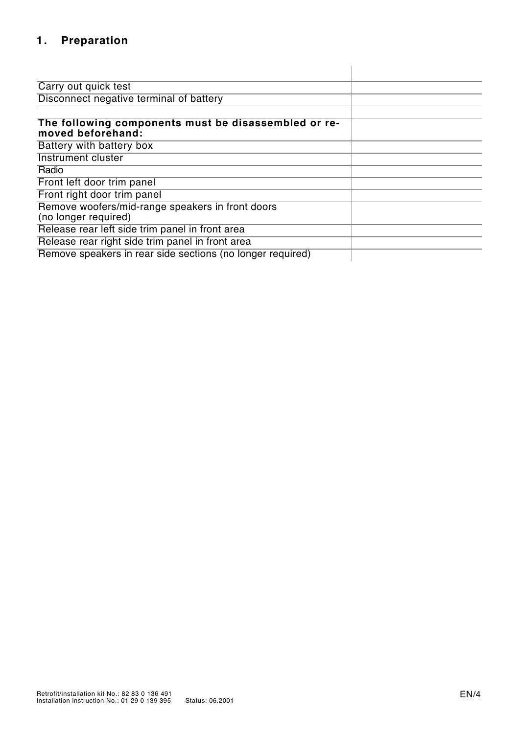## 1. Preparation

| | |
|---|---|
| Carry out quick test | |
| Disconnect negative terminal of battery | |
| | |
| **The following components must be disassembled or removed beforehand:** | |
| Battery with battery box | |
| Instrument cluster | |
| Radio | |
| Front left door trim panel | |
| Front right door trim panel | |
| Remove woofers/mid-range speakers in front doors (no longer required) | |
| Release rear left side trim panel in front area | |
| Release rear right side trim panel in front area | |
| Remove speakers in rear side sections (no longer required) | |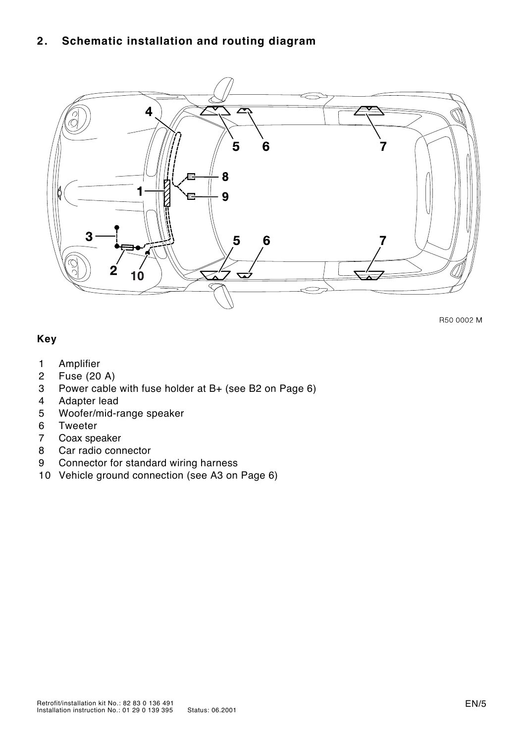## 2. Schematic installation and routing diagram

R50 0002 M

**Key**

1 Amplifier
2 Fuse (20 A)
3 Power cable with fuse holder at B+ (see B2 on Page 6)
4 Adapter lead
5 Woofer/mid-range speaker
6 Tweeter
7 Coax speaker
8 Car radio connector
9 Connector for standard wiring harness
10 Vehicle ground connection (see A3 on Page 6)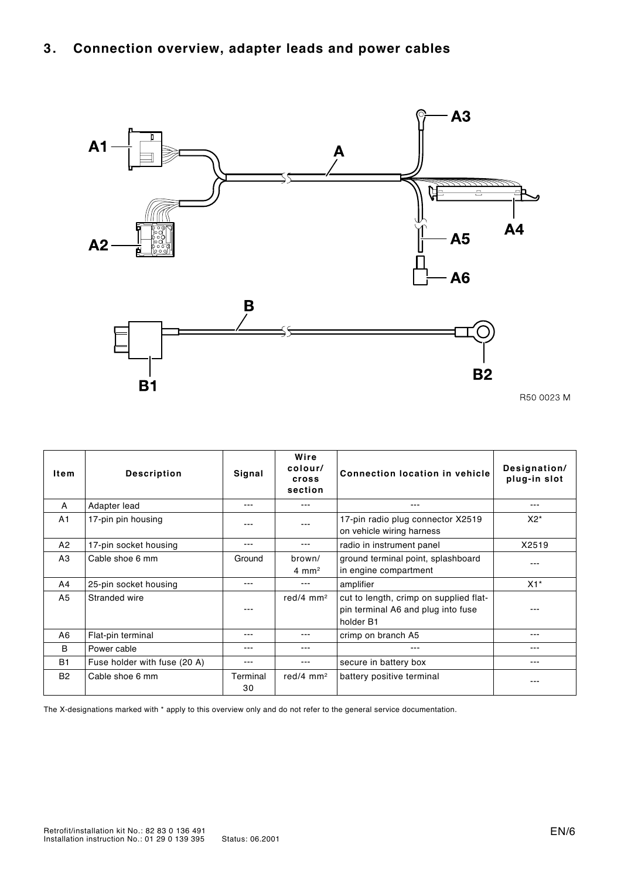## 3. Connection overview, adapter leads and power cables

R50 0023 M

| Item | Description | Signal | Wire colour/ cross section | Connection location in vehicle | Designation/ plug-in slot |
|---|---|---|---|---|---|
| A | Adapter lead | --- | --- | --- | --- |
| A1 | 17-pin pin housing | --- | --- | 17-pin radio plug connector X2519 on vehicle wiring harness | X2* |
| A2 | 17-pin socket housing | --- | --- | radio in instrument panel | X2519 |
| A3 | Cable shoe 6 mm | Ground | brown/ 4 mm² | ground terminal point, splashboard in engine compartment | --- |
| A4 | 25-pin socket housing | --- | --- | amplifier | X1* |
| A5 | Stranded wire | --- | red/4 mm² | cut to length, crimp on supplied flat-pin terminal A6 and plug into fuse holder B1 | --- |
| A6 | Flat-pin terminal | --- | --- | crimp on branch A5 | --- |
| B | Power cable | --- | --- | --- | --- |
| B1 | Fuse holder with fuse (20 A) | --- | --- | secure in battery box | --- |
| B2 | Cable shoe 6 mm | Terminal 30 | red/4 mm² | battery positive terminal | --- |

The X-designations marked with * apply to this overview only and do not refer to the general service documentation.

Retrofit/installation kit No.: 82 83 0 136 491
Installation instruction No.: 01 29 0 139 395 Status: 06.2001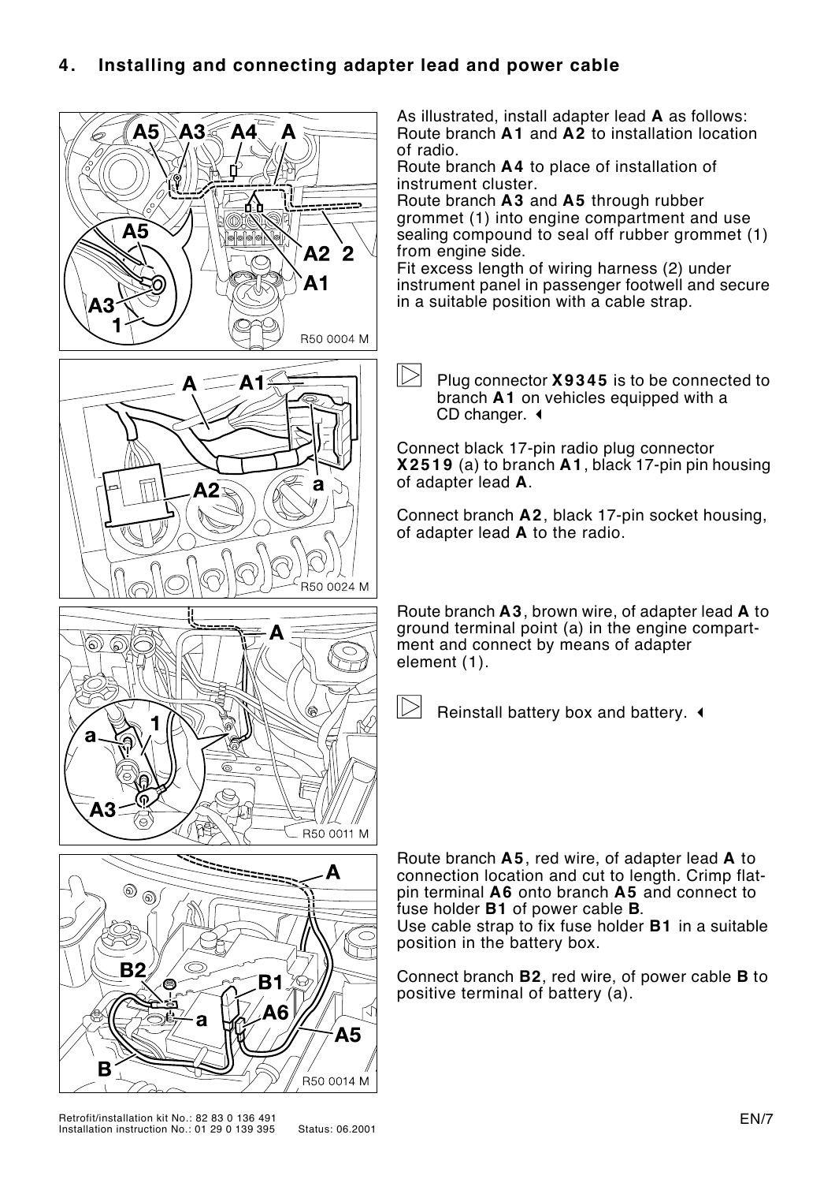## 4. Installing and connecting adapter lead and power cable

As illustrated, install adapter lead **A** as follows:
Route branch **A1** and **A2** to installation location of radio.
Route branch **A4** to place of installation of instrument cluster.
Route branch **A3** and **A5** through rubber grommet (1) into engine compartment and use sealing compound to seal off rubber grommet (1) from engine side.
Fit excess length of wiring harness (2) under instrument panel in passenger footwell and secure in a suitable position with a cable strap.

Plug connector **X9345** is to be connected to branch **A1** on vehicles equipped with a CD changer.

Connect black 17-pin radio plug connector **X2519** (a) to branch **A1**, black 17-pin pin housing of adapter lead **A**.

Connect branch **A2**, black 17-pin socket housing, of adapter lead **A** to the radio.

Route branch **A3**, brown wire, of adapter lead **A** to ground terminal point (a) in the engine compartment and connect by means of adapter element (1).

Reinstall battery box and battery.

Route branch **A5**, red wire, of adapter lead **A** to connection location and cut to length. Crimp flat-pin terminal **A6** onto branch **A5** and connect to fuse holder **B1** of power cable **B**.
Use cable strap to fix fuse holder **B1** in a suitable position in the battery box.

Connect branch **B2**, red wire, of power cable **B** to positive terminal of battery (a).

Retrofit/installation kit No.: 82 83 0 136 491
Installation instruction No.: 01 29 0 139 395 Status: 06.2001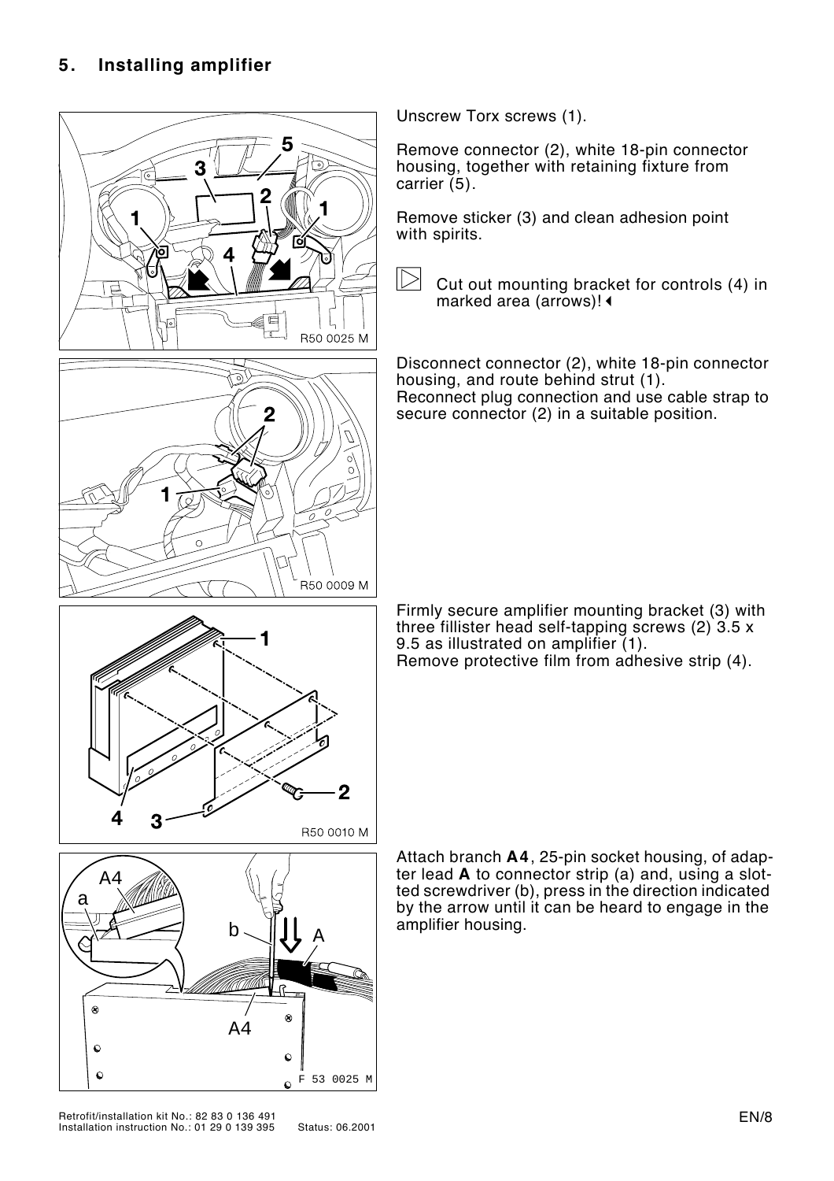## 5. Installing amplifier

Unscrew Torx screws (1).

Remove connector (2), white 18-pin connector housing, together with retaining fixture from carrier (5).

Remove sticker (3) and clean adhesion point with spirits.

Cut out mounting bracket for controls (4) in marked area (arrows)!

Disconnect connector (2), white 18-pin connector housing, and route behind strut (1).
Reconnect plug connection and use cable strap to secure connector (2) in a suitable position.

Firmly secure amplifier mounting bracket (3) with three fillister head self-tapping screws (2) 3.5 x 9.5 as illustrated on amplifier (1).
Remove protective film from adhesive strip (4).

Attach branch **A4**, 25-pin socket housing, of adapter lead **A** to connector strip (a) and, using a slotted screwdriver (b), press in the direction indicated by the arrow until it can be heard to engage in the amplifier housing.

Retrofit/installation kit No.: 82 83 0 136 491
Installation instruction No.: 01 29 0 139 395 Status: 06.2001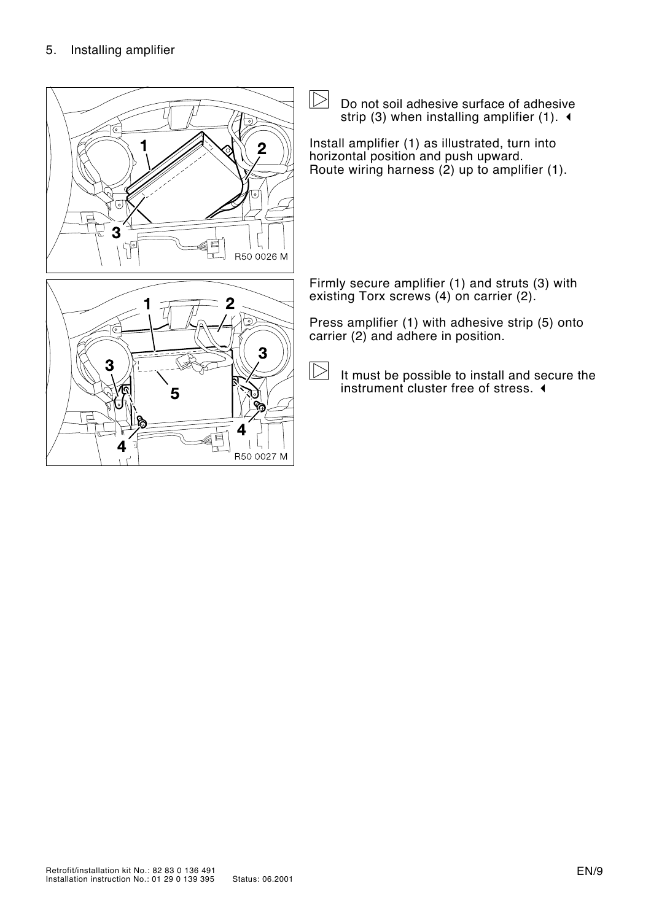## 5. Installing amplifier

▷ Do not soil adhesive surface of adhesive strip (3) when installing amplifier (1). ◂

Install amplifier (1) as illustrated, turn into horizontal position and push upward.
Route wiring harness (2) up to amplifier (1).

Firmly secure amplifier (1) and struts (3) with existing Torx screws (4) on carrier (2).

Press amplifier (1) with adhesive strip (5) onto carrier (2) and adhere in position.

▷ It must be possible to install and secure the instrument cluster free of stress. ◂

Retrofit/installation kit No.: 82 83 0 136 491
Installation instruction No.: 01 29 0 139 395 Status: 06.2001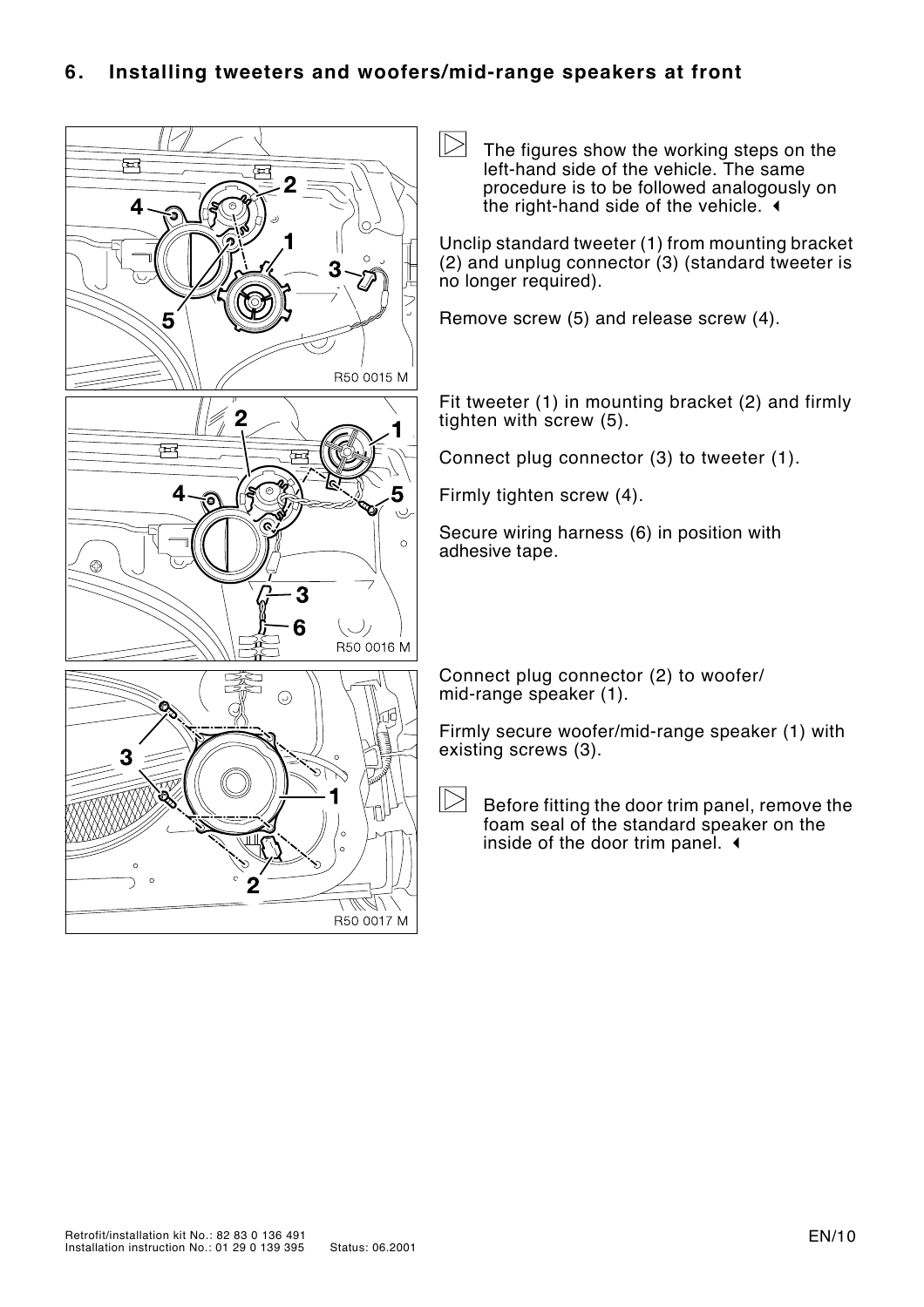## 6. Installing tweeters and woofers/mid-range speakers at front

The figures show the working steps on the left-hand side of the vehicle. The same procedure is to be followed analogously on the right-hand side of the vehicle.

Unclip standard tweeter (1) from mounting bracket (2) and unplug connector (3) (standard tweeter is no longer required).

Remove screw (5) and release screw (4).

Fit tweeter (1) in mounting bracket (2) and firmly tighten with screw (5).

Connect plug connector (3) to tweeter (1).

Firmly tighten screw (4).

Secure wiring harness (6) in position with adhesive tape.

Connect plug connector (2) to woofer/ mid-range speaker (1).

Firmly secure woofer/mid-range speaker (1) with existing screws (3).

Before fitting the door trim panel, remove the foam seal of the standard speaker on the inside of the door trim panel.

Retrofit/installation kit No.: 82 83 0 136 491
Installation instruction No.: 01 29 0 139 395 Status: 06.2001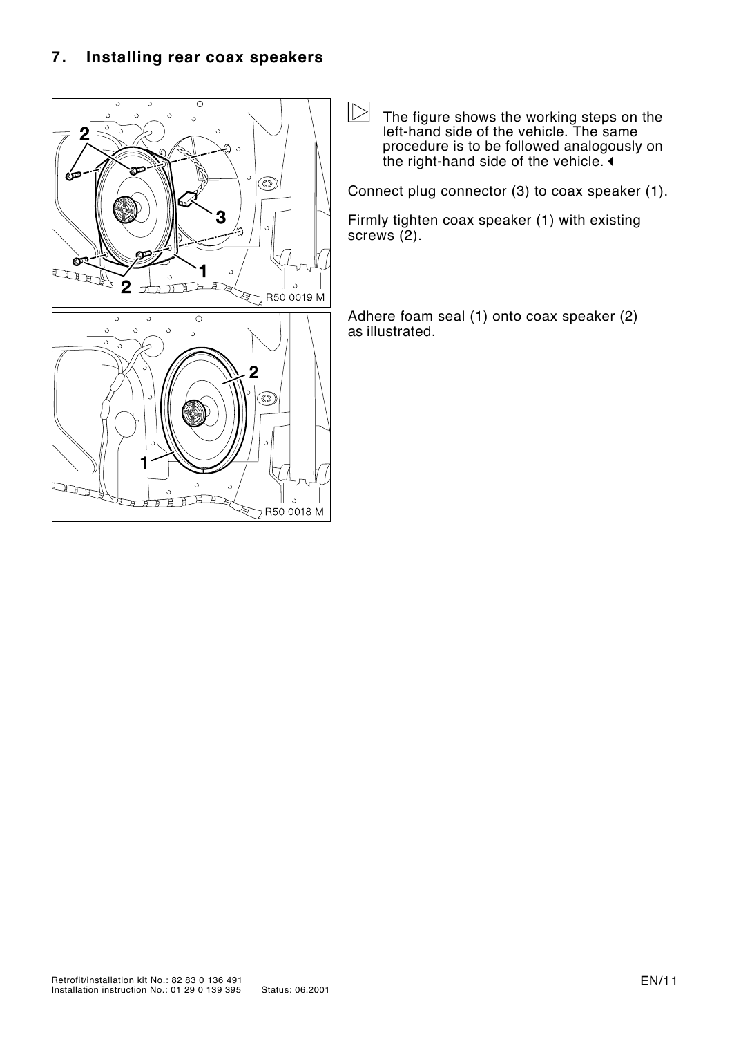## 7. Installing rear coax speakers

The figure shows the working steps on the left-hand side of the vehicle. The same procedure is to be followed analogously on the right-hand side of the vehicle.

Connect plug connector (3) to coax speaker (1).

Firmly tighten coax speaker (1) with existing screws (2).

Adhere foam seal (1) onto coax speaker (2) as illustrated.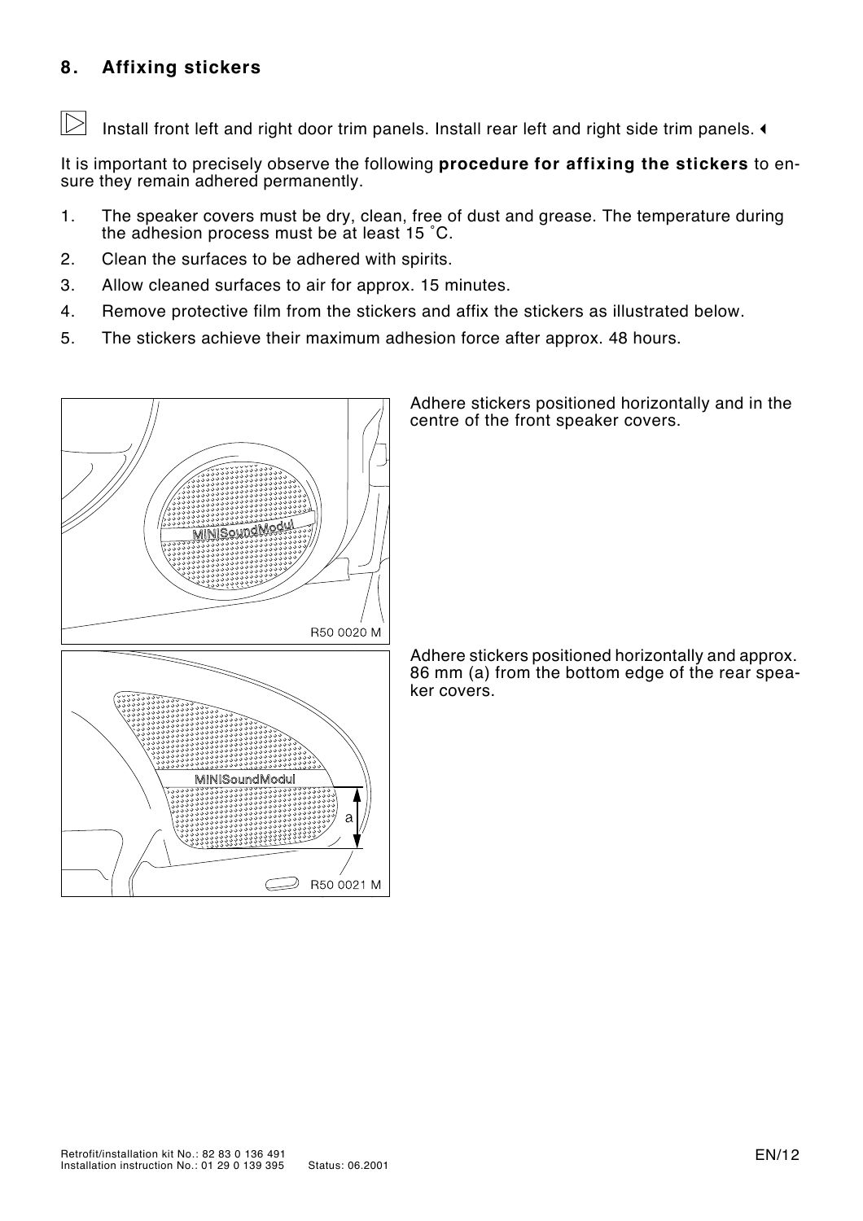## 8. Affixing stickers

Install front left and right door trim panels. Install rear left and right side trim panels.

It is important to precisely observe the following **procedure for affixing the stickers** to ensure they remain adhered permanently.

1. The speaker covers must be dry, clean, free of dust and grease. The temperature during the adhesion process must be at least 15 °C.
2. Clean the surfaces to be adhered with spirits.
3. Allow cleaned surfaces to air for approx. 15 minutes.
4. Remove protective film from the stickers and affix the stickers as illustrated below.
5. The stickers achieve their maximum adhesion force after approx. 48 hours.

Adhere stickers positioned horizontally and in the centre of the front speaker covers.

Adhere stickers positioned horizontally and approx. 86 mm (a) from the bottom edge of the rear speaker covers.

Retrofit/installation kit No.: 82 83 0 136 491
Installation instruction No.: 01 29 0 139 395 Status: 06.2001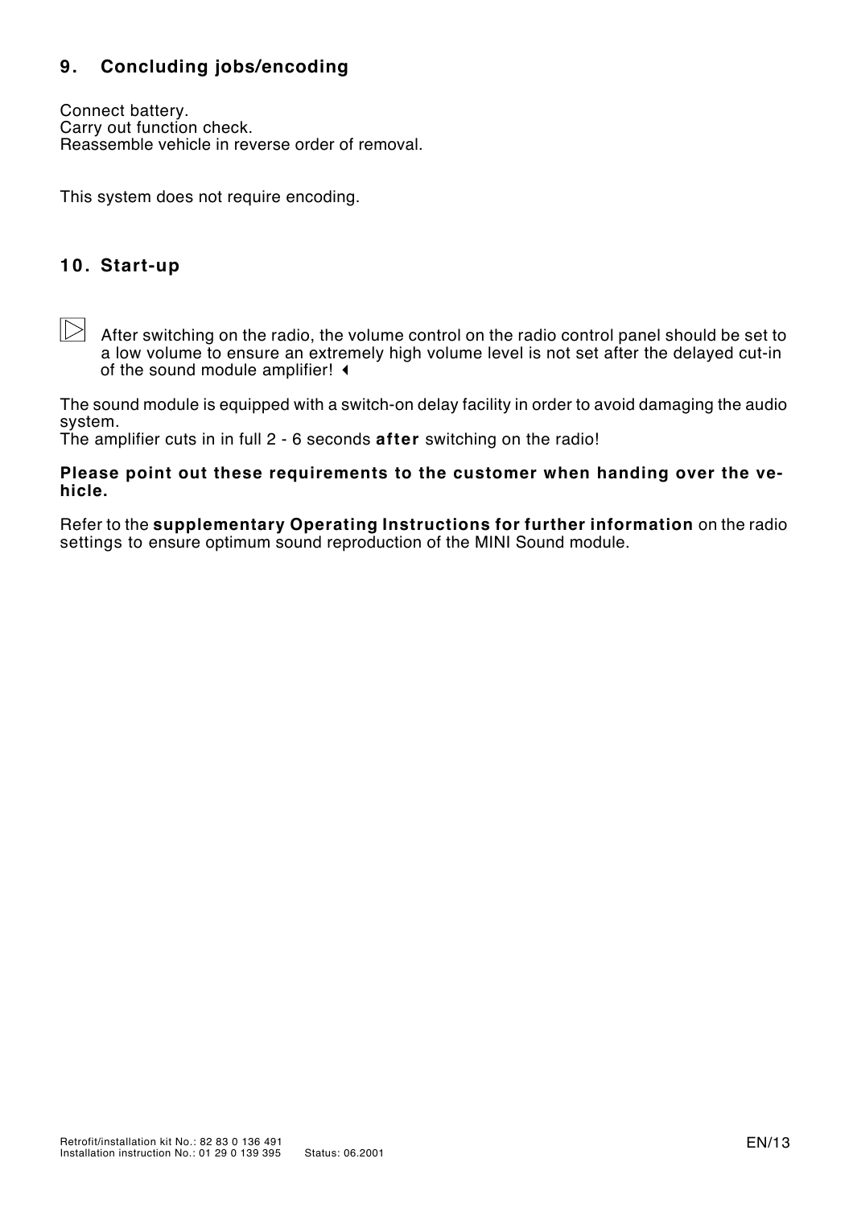## 9. Concluding jobs/encoding

Connect battery.
Carry out function check.
Reassemble vehicle in reverse order of removal.

This system does not require encoding.

## 10. Start-up

▷ After switching on the radio, the volume control on the radio control panel should be set to a low volume to ensure an extremely high volume level is not set after the delayed cut-in of the sound module amplifier! ◂

The sound module is equipped with a switch-on delay facility in order to avoid damaging the audio system.
The amplifier cuts in in full 2 - 6 seconds **after** switching on the radio!

**Please point out these requirements to the customer when handing over the vehicle.**

Refer to the **supplementary Operating Instructions for further information** on the radio settings to ensure optimum sound reproduction of the MINI Sound module.